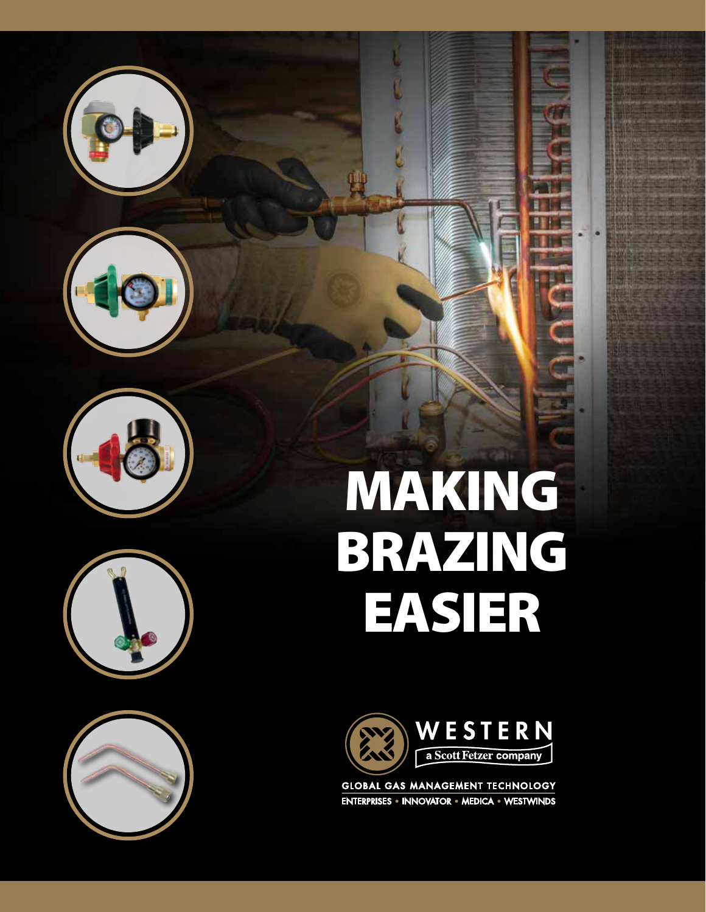# MAKING BRAZING EASIER

WESTERN

a Scott Fetzer company

GLOBAL GAS MANAGEMENT TECHNOLOGY

ENTERPRISES • INNOVATOR • MEDICA • WESTWINDS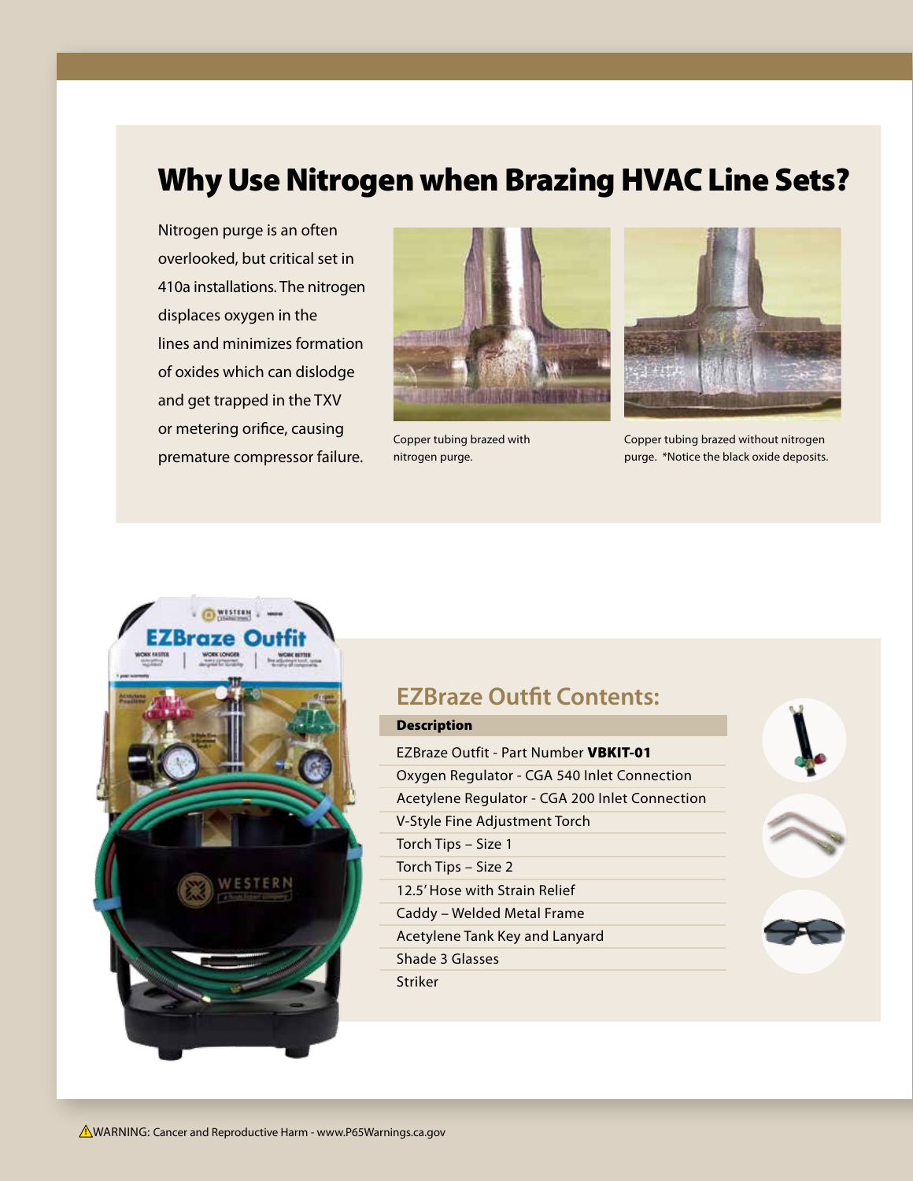# Why Use Nitrogen when Brazing HVAC Line Sets?

Nitrogen purge is an often overlooked, but critical set in 410a installations. The nitrogen displaces oxygen in the lines and minimizes formation of oxides which can dislodge and get trapped in the TXV or metering orifice, causing premature compressor failure.

Copper tubing brazed with nitrogen purge.

Copper tubing brazed without nitrogen purge. *Notice the black oxide deposits.

## EZBraze Outfit Contents:

| Description |
| --- |
| EZBraze Outfit - Part Number **VBKIT-01** |
| Oxygen Regulator - CGA 540 Inlet Connection |
| Acetylene Regulator - CGA 200 Inlet Connection |
| V-Style Fine Adjustment Torch |
| Torch Tips – Size 1 |
| Torch Tips – Size 2 |
| 12.5' Hose with Strain Relief |
| Caddy – Welded Metal Frame |
| Acetylene Tank Key and Lanyard |
| Shade 3 Glasses |
| Striker |

⚠WARNING: Cancer and Reproductive Harm - www.P65Warnings.ca.gov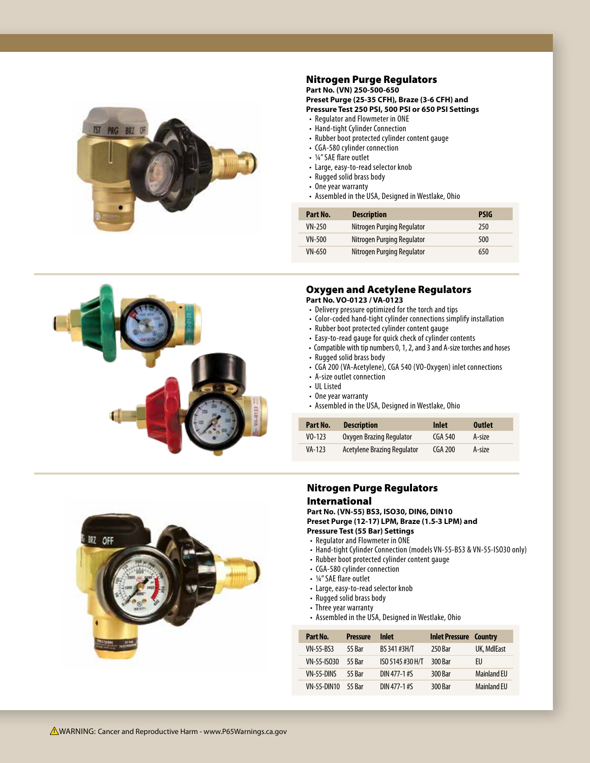## Nitrogen Purge Regulators

**Part No. (VN) 250-500-650**
**Preset Purge (25-35 CFH), Braze (3-6 CFH) and Pressure Test 250 PSI, 500 PSI or 650 PSI Settings**

- Regulator and Flowmeter in ONE
- Hand-tight Cylinder Connection
- Rubber boot protected cylinder content gauge
- CGA-580 cylinder connection
- ¼" SAE flare outlet
- Large, easy-to-read selector knob
- Rugged solid brass body
- One year warranty
- Assembled in the USA, Designed in Westlake, Ohio

| Part No. | Description | PSIG |
|---|---|---|
| VN-250 | Nitrogen Purging Regulator | 250 |
| VN-500 | Nitrogen Purging Regulator | 500 |
| VN-650 | Nitrogen Purging Regulator | 650 |

## Oxygen and Acetylene Regulators

**Part No. VO-0123 / VA-0123**

- Delivery pressure optimized for the torch and tips
- Color-coded hand-tight cylinder connections simplify installation
- Rubber boot protected cylinder content gauge
- Easy-to-read gauge for quick check of cylinder contents
- Compatible with tip numbers 0, 1, 2, and 3 and A-size torches and hoses
- Rugged solid brass body
- CGA 200 (VA-Acetylene), CGA 540 (VO-Oxygen) inlet connections
- A-size outlet connection
- UL Listed
- One year warranty
- Assembled in the USA, Designed in Westlake, Ohio

| Part No. | Description | Inlet | Outlet |
|---|---|---|---|
| VO-123 | Oxygen Brazing Regulator | CGA 540 | A-size |
| VA-123 | Acetylene Brazing Regulator | CGA 200 | A-size |

## Nitrogen Purge Regulators International

**Part No. (VN-55) BS3, ISO30, DIN6, DIN10**
**Preset Purge (12-17) LPM, Braze (1.5-3 LPM) and Pressure Test (55 Bar) Settings**

- Regulator and Flowmeter in ONE
- Hand-tight Cylinder Connection (models VN-55-BS3 & VN-55-ISO30 only)
- Rubber boot protected cylinder content gauge
- CGA-580 cylinder connection
- ¼" SAE flare outlet
- Large, easy-to-read selector knob
- Rugged solid brass body
- Three year warranty
- Assembled in the USA, Designed in Westlake, Ohio

| Part No. | Pressure | Inlet | Inlet Pressure | Country |
|---|---|---|---|---|
| VN-55-BS3 | 55 Bar | BS 341 #3H/T | 250 Bar | UK, MdlEast |
| VN-55-ISO30 | 55 Bar | ISO 5145 #30 H/T | 300 Bar | EU |
| VN-55-DINS | 55 Bar | DIN 477-1 #S | 300 Bar | Mainland EU |
| VN-55-DIN10 | 55 Bar | DIN 477-1 #S | 300 Bar | Mainland EU |

⚠WARNING: Cancer and Reproductive Harm - www.P65Warnings.ca.gov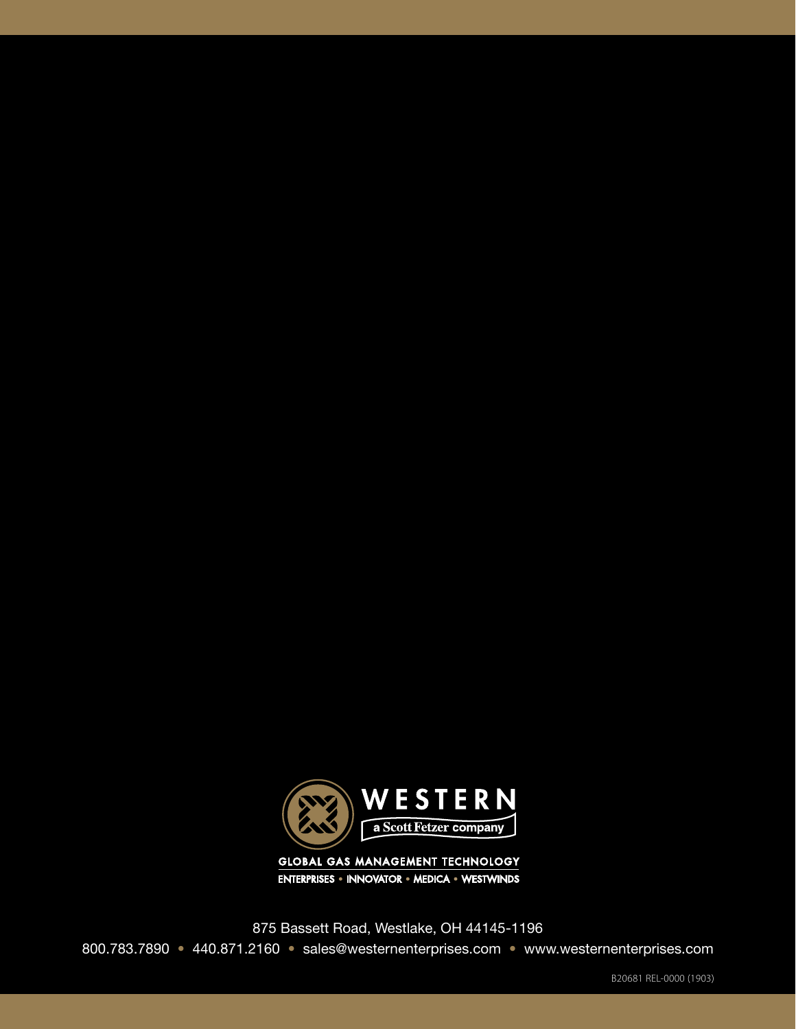WESTERN

a Scott Fetzer company

GLOBAL GAS MANAGEMENT TECHNOLOGY

ENTERPRISES • INNOVATOR • MEDICA • WESTWINDS

875 Bassett Road, Westlake, OH 44145-1196

800.783.7890 • 440.871.2160 • sales@westernenterprises.com • www.westernenterprises.com

B20681 REL-0000 (1903)